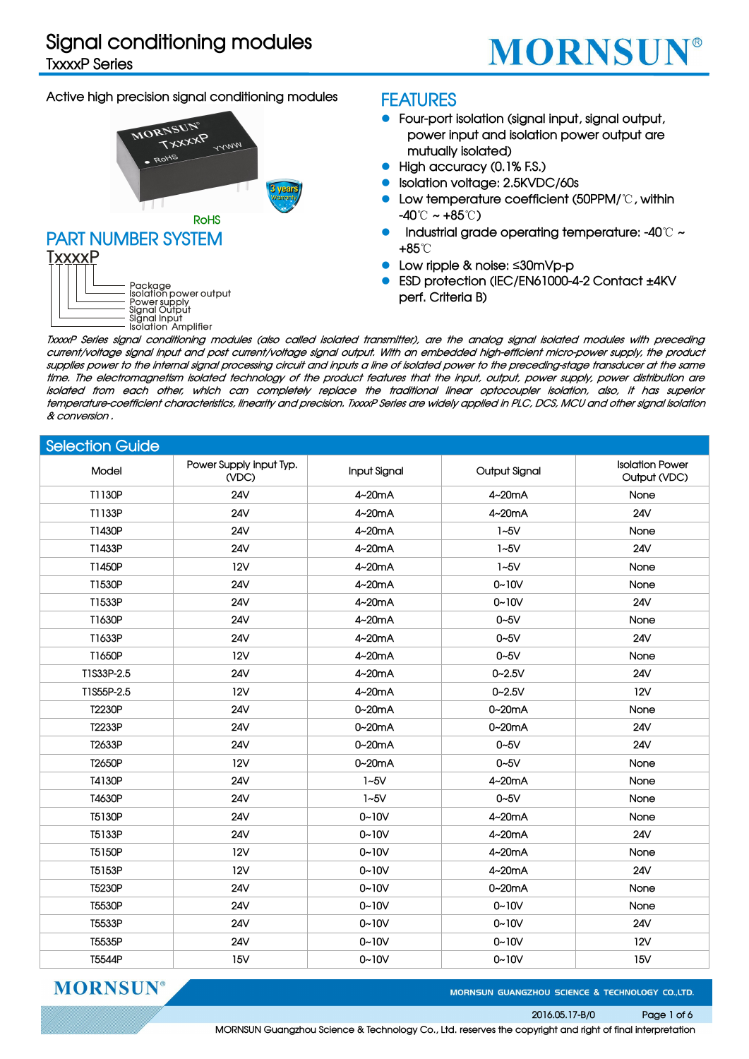# Signal conditioning modules

TxxxxP Series

Active high precision signal conditioning modules

RoHS

## FEATURES

- Four-port isolation (signal input, signal output, power input and isolation power output are mutually isolated)
- High accuracy (0.1% F.S.)
- Isolation voltage: 2.5KVDC/60s
- Low temperature coefficient (50PPM/℃, within -40℃ ~ +85℃)
- Industrial grade operating temperature: -40℃ ~ +85℃
- Low ripple & noise: ≤30mVp-p
- ESD protection (IEC/EN61000-4-2 Contact ±4KV perf. Criteria B)

## PART NUMBER SYSTEM

TxxxxP

- Package
- Isolation power output
- Power supply
- Signal Output
- Signal Input
- Isolation Amplifier

*TxxxxP Series signal conditioning modules (also called isolated transmitter), are the analog signal isolated modules with preceding current/voltage signal input and post current/voltage signal output. With an embedded high-efficient micro-power supply, the product supplies power to the internal signal processing circuit and inputs a line of isolated power to the preceding-stage transducer at the same time. The electromagnetism isolated technology of the product features that the input, output, power supply, power distribution are isolated from each other, which can completely replace the traditional linear optocoupler isolation, also, it has superior temperature-coefficient characteristics, linearity and precision. TxxxxP Series are widely applied in PLC, DCS, MCU and other signal isolation & conversion .*

## Selection Guide

| Model | Power Supply input Typ. (VDC) | Input Signal | Output Signal | Isolation Power Output (VDC) |
|---|---|---|---|---|
| T1130P | 24V | 4~20mA | 4~20mA | None |
| T1133P | 24V | 4~20mA | 4~20mA | 24V |
| T1430P | 24V | 4~20mA | 1~5V | None |
| T1433P | 24V | 4~20mA | 1~5V | 24V |
| T1450P | 12V | 4~20mA | 1~5V | None |
| T1530P | 24V | 4~20mA | 0~10V | None |
| T1533P | 24V | 4~20mA | 0~10V | 24V |
| T1630P | 24V | 4~20mA | 0~5V | None |
| T1633P | 24V | 4~20mA | 0~5V | 24V |
| T1650P | 12V | 4~20mA | 0~5V | None |
| T1S33P-2.5 | 24V | 4~20mA | 0~2.5V | 24V |
| T1S55P-2.5 | 12V | 4~20mA | 0~2.5V | 12V |
| T2230P | 24V | 0~20mA | 0~20mA | None |
| T2233P | 24V | 0~20mA | 0~20mA | 24V |
| T2633P | 24V | 0~20mA | 0~5V | 24V |
| T2650P | 12V | 0~20mA | 0~5V | None |
| T4130P | 24V | 1~5V | 4~20mA | None |
| T4630P | 24V | 1~5V | 0~5V | None |
| T5130P | 24V | 0~10V | 4~20mA | None |
| T5133P | 24V | 0~10V | 4~20mA | 24V |
| T5150P | 12V | 0~10V | 4~20mA | None |
| T5153P | 12V | 0~10V | 4~20mA | 24V |
| T5230P | 24V | 0~10V | 0~20mA | None |
| T5530P | 24V | 0~10V | 0~10V | None |
| T5533P | 24V | 0~10V | 0~10V | 24V |
| T5535P | 24V | 0~10V | 0~10V | 12V |
| T5544P | 15V | 0~10V | 0~10V | 15V |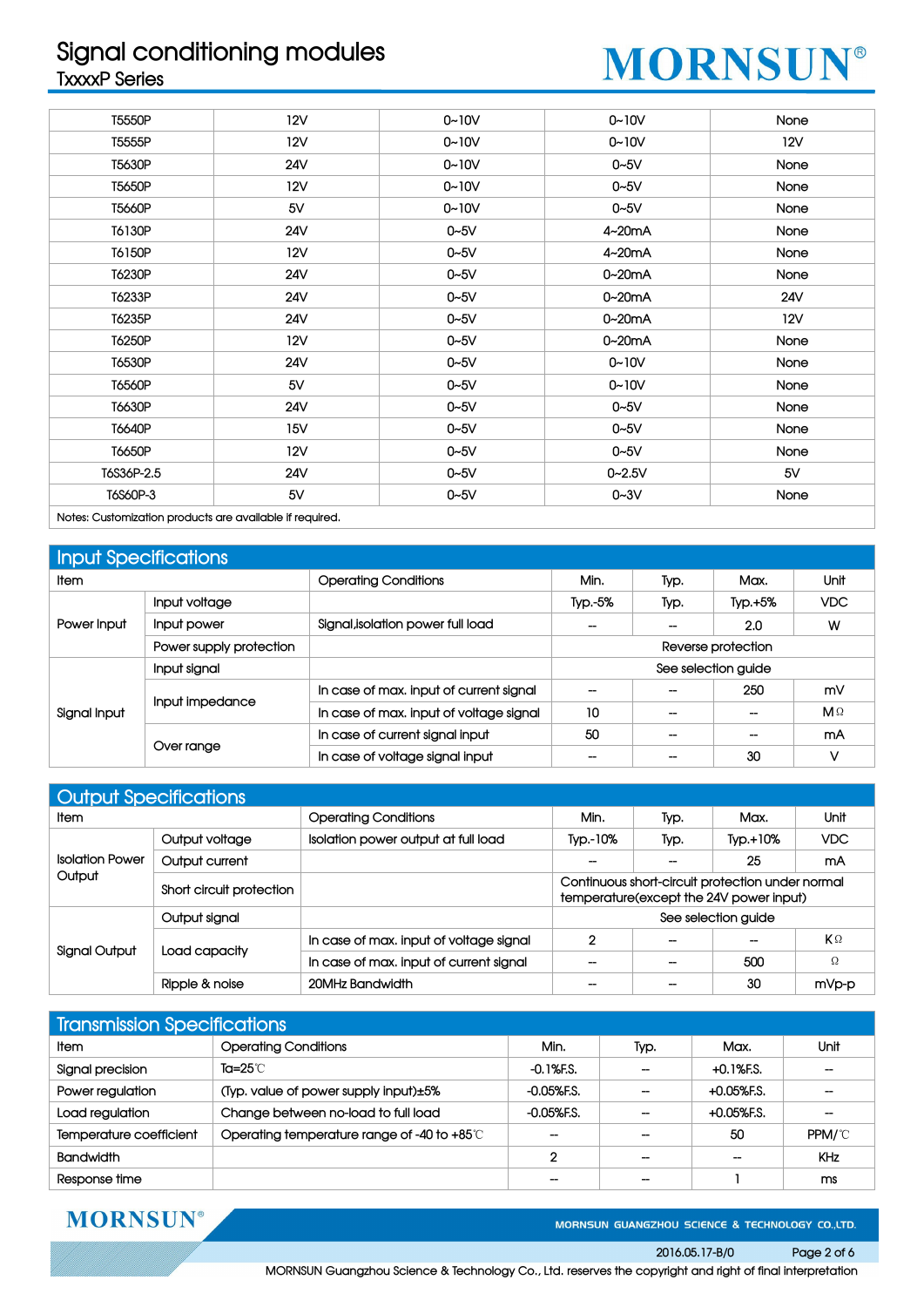| | | | | |
|---|---|---|---|---|
| T5550P | 12V | 0~10V | 0~10V | None |
| T5555P | 12V | 0~10V | 0~10V | 12V |
| T5630P | 24V | 0~10V | 0~5V | None |
| T5650P | 12V | 0~10V | 0~5V | None |
| T5660P | 5V | 0~10V | 0~5V | None |
| T6130P | 24V | 0~5V | 4~20mA | None |
| T6150P | 12V | 0~5V | 4~20mA | None |
| T6230P | 24V | 0~5V | 0~20mA | None |
| T6233P | 24V | 0~5V | 0~20mA | 24V |
| T6235P | 24V | 0~5V | 0~20mA | 12V |
| T6250P | 12V | 0~5V | 0~20mA | None |
| T6530P | 24V | 0~5V | 0~10V | None |
| T6560P | 5V | 0~5V | 0~10V | None |
| T6630P | 24V | 0~5V | 0~5V | None |
| T6640P | 15V | 0~5V | 0~5V | None |
| T6650P | 12V | 0~5V | 0~5V | None |
| T6S36P-2.5 | 24V | 0~5V | 0~2.5V | 5V |
| T6S60P-3 | 5V | 0~5V | 0~3V | None |

Notes: Customization products are available if required.

## Input Specifications

| Item | | Operating Conditions | Min. | Typ. | Max. | Unit |
|---|---|---|---|---|---|---|
| Power Input | Input voltage | | Typ.-5% | Typ. | Typ.+5% | VDC |
| | Input power | Signal,isolation power full load | -- | -- | 2.0 | W |
| | Power supply protection | | Reverse protection | | | |
| Signal Input | Input signal | | See selection guide | | | |
| | Input impedance | In case of max. input of current signal | -- | -- | 250 | mV |
| | | In case of max. input of voltage signal | 10 | -- | -- | MΩ |
| | Over range | In case of current signal input | 50 | -- | -- | mA |
| | | In case of voltage signal input | -- | -- | 30 | V |

## Output Specifications

| Item | | Operating Conditions | Min. | Typ. | Max. | Unit |
|---|---|---|---|---|---|---|
| Isolation Power Output | Output voltage | Isolation power output at full load | Typ.-10% | Typ. | Typ.+10% | VDC |
| | Output current | | -- | -- | 25 | mA |
| | Short circuit protection | | Continuous short-circuit protection under normal temperature(except the 24V power input) | | | |
| Signal Output | Output signal | | See selection guide | | | |
| | Load capacity | In case of max. input of voltage signal | 2 | -- | -- | KΩ |
| | | In case of max. input of current signal | -- | -- | 500 | Ω |
| | Ripple & noise | 20MHz Bandwidth | -- | -- | 30 | mVp-p |

## Transmission Specifications

| Item | Operating Conditions | Min. | Typ. | Max. | Unit |
|---|---|---|---|---|---|
| Signal precision | Ta=25℃ | -0.1%F.S. | -- | +0.1%F.S. | -- |
| Power regulation | (Typ. value of power supply input)±5% | -0.05%F.S. | -- | +0.05%F.S. | -- |
| Load regulation | Change between no-load to full load | -0.05%F.S. | -- | +0.05%F.S. | -- |
| Temperature coefficient | Operating temperature range of -40 to +85℃ | -- | -- | 50 | PPM/℃ |
| Bandwidth | | 2 | -- | -- | KHz |
| Response time | | -- | -- | 1 | ms |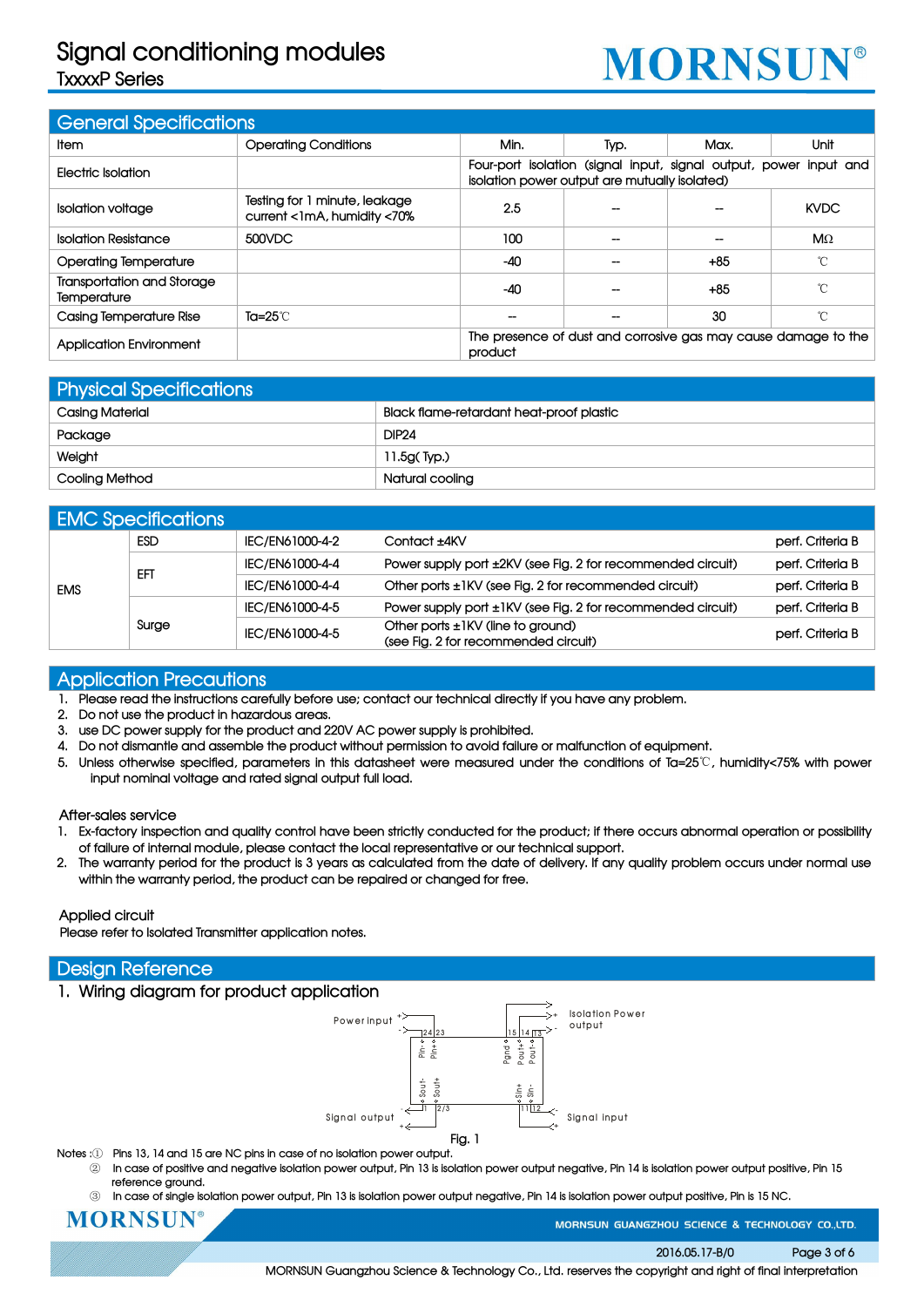## General Specifications

| Item | Operating Conditions | Min. | Typ. | Max. | Unit |
|---|---|---|---|---|---|
| Electric Isolation | | Four-port isolation (signal input, signal output, power input and isolation power output are mutually isolated) | | | |
| Isolation voltage | Testing for 1 minute, leakage current <1mA, humidity <70% | 2.5 | -- | -- | KVDC |
| Isolation Resistance | 500VDC | 100 | -- | -- | MΩ |
| Operating Temperature | | -40 | -- | +85 | ℃ |
| Transportation and Storage Temperature | | -40 | -- | +85 | ℃ |
| Casing Temperature Rise | Ta=25℃ | -- | -- | 30 | ℃ |
| Application Environment | | The presence of dust and corrosive gas may cause damage to the product | | | |

## Physical Specifications

| | |
|---|---|
| Casing Material | Black flame-retardant heat-proof plastic |
| Package | DIP24 |
| Weight | 11.5g( Typ.) |
| Cooling Method | Natural cooling |

## EMC Specifications

| | | | | |
|---|---|---|---|---|
| EMS | ESD | IEC/EN61000-4-2 | Contact ±4KV | perf. Criteria B |
| | EFT | IEC/EN61000-4-4 | Power supply port ±2KV (see Fig. 2 for recommended circuit) | perf. Criteria B |
| | | IEC/EN61000-4-4 | Other ports ±1KV (see Fig. 2 for recommended circuit) | perf. Criteria B |
| | Surge | IEC/EN61000-4-5 | Power supply port ±1KV (see Fig. 2 for recommended circuit) | perf. Criteria B |
| | | IEC/EN61000-4-5 | Other ports ±1KV (line to ground) (see Fig. 2 for recommended circuit) | perf. Criteria B |

## Application Precautions

1. Please read the instructions carefully before use; contact our technical directly if you have any problem.
2. Do not use the product in hazardous areas.
3. use DC power supply for the product and 220V AC power supply is prohibited.
4. Do not dismantle and assemble the product without permission to avoid failure or malfunction of equipment.
5. Unless otherwise specified, parameters in this datasheet were measured under the conditions of Ta=25℃, humidity<75% with power input nominal voltage and rated signal output full load.

After-sales service

1. Ex-factory inspection and quality control have been strictly conducted for the product; if there occurs abnormal operation or possibility of failure of internal module, please contact the local representative or our technical support.
2. The warranty period for the product is 3 years as calculated from the date of delivery. If any quality problem occurs under normal use within the warranty period, the product can be repaired or changed for free.

Applied circuit

Please refer to Isolated Transmitter application notes.

## Design Reference

### 1. Wiring diagram for product application

Power input | Isolation Power output | Signal output | Signal input

Fig. 1

Notes :① Pins 13, 14 and 15 are NC pins in case of no isolation power output.

② In case of positive and negative isolation power output, Pin 13 is isolation power output negative, Pin 14 is isolation power output positive, Pin 15 reference ground.

③ In case of single isolation power output, Pin 13 is isolation power output negative, Pin 14 is isolation power output positive, Pin is 15 NC.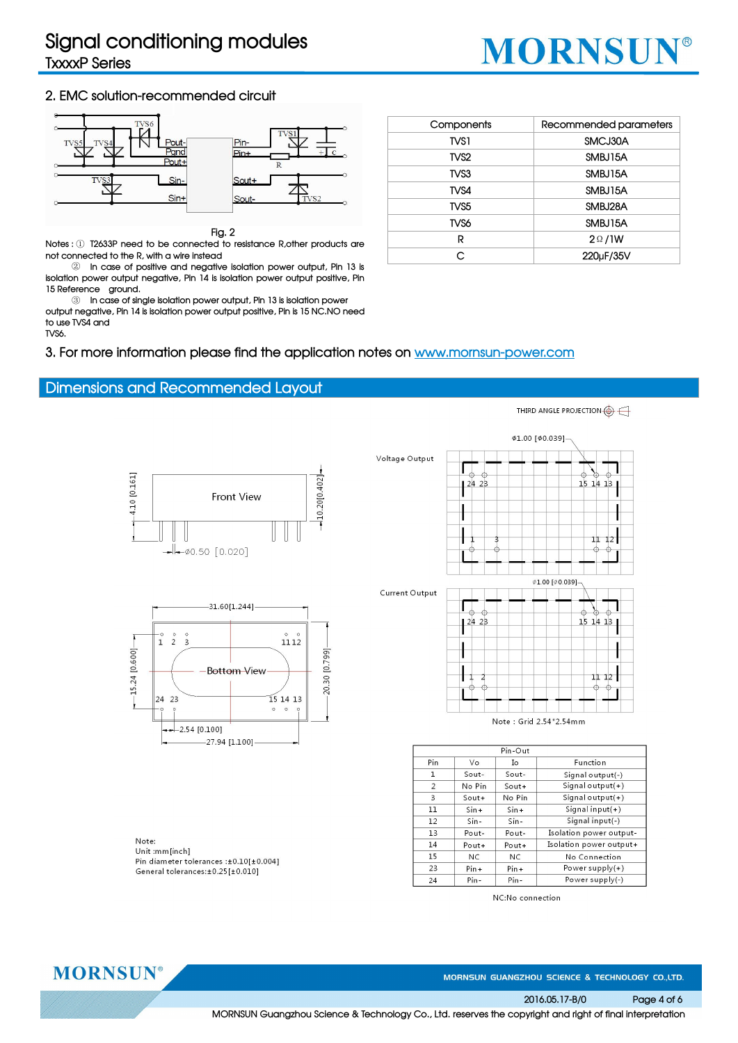## 2. EMC solution-recommended circuit

Fig. 2

Notes：① T2633P need to be connected to resistance R,other products are not connected to the R, with a wire instead

② In case of positive and negative isolation power output, Pin 13 is isolation power output negative, Pin 14 is isolation power output positive, Pin 15 Reference ground.

③ In case of single isolation power output, Pin 13 is isolation power output negative, Pin 14 is isolation power output positive, Pin is 15 NC.NO need to use TVS4 and TVS6.

| Components | Recommended parameters |
|---|---|
| TVS1 | SMCJ30A |
| TVS2 | SMBJ15A |
| TVS3 | SMBJ15A |
| TVS4 | SMBJ15A |
| TVS5 | SMBJ28A |
| TVS6 | SMBJ15A |
| R | 2Ω/1W |
| C | 220μF/35V |

3. For more information please find the application notes on www.mornsun-power.com

## Dimensions and Recommended Layout

THIRD ANGLE PROJECTION

Voltage Output

Current Output

Note : Grid 2.54*2.54mm

Note:
Unit :mm[inch]
Pin diameter tolerances :±0.10[±0.004]
General tolerances:±0.25[±0.010]

| Pin-Out | | | |
|---|---|---|---|
| Pin | Vo | Io | Function |
| 1 | Sout- | Sout- | Signal output(-) |
| 2 | No Pin | Sout+ | Signal output(+) |
| 3 | Sout+ | No Pin | Signal output(+) |
| 11 | Sin+ | Sin+ | Signal input(+) |
| 12 | Sin- | Sin- | Signal input(-) |
| 13 | Pout- | Pout- | Isolation power output- |
| 14 | Pout+ | Pout+ | Isolation power output+ |
| 15 | NC | NC | No Connection |
| 23 | Pin+ | Pin+ | Power supply(+) |
| 24 | Pin- | Pin- | Power supply(-) |

NC:No connection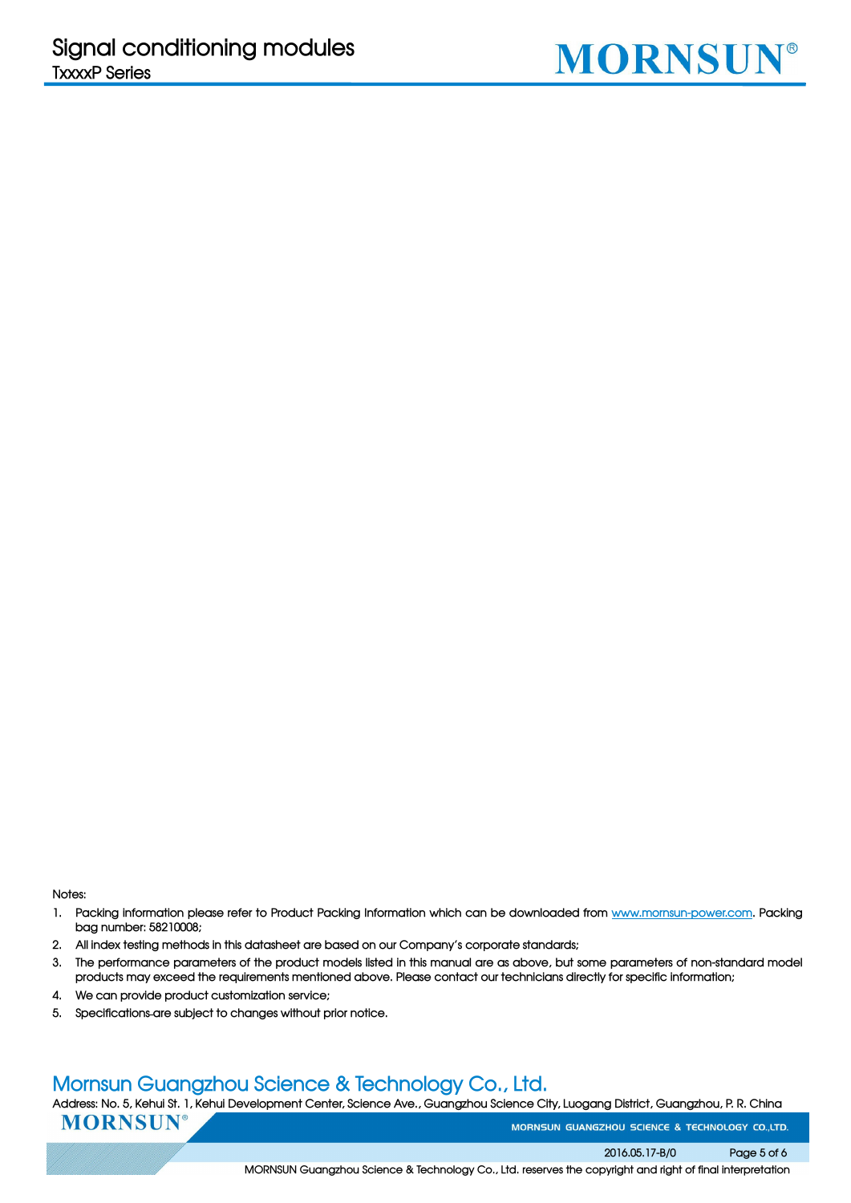Notes:

1. Packing information please refer to Product Packing Information which can be downloaded from [www.mornsun-power.com](www.mornsun-power.com). Packing bag number: 58210008;
2. All index testing methods in this datasheet are based on our Company's corporate standards;
3. The performance parameters of the product models listed in this manual are as above, but some parameters of non-standard model products may exceed the requirements mentioned above. Please contact our technicians directly for specific information;
4. We can provide product customization service;
5. Specifications are subject to changes without prior notice.

## Mornsun Guangzhou Science & Technology Co., Ltd.

Address: No. 5, Kehui St. 1, Kehui Development Center, Science Ave., Guangzhou Science City, Luogang District, Guangzhou, P. R. China